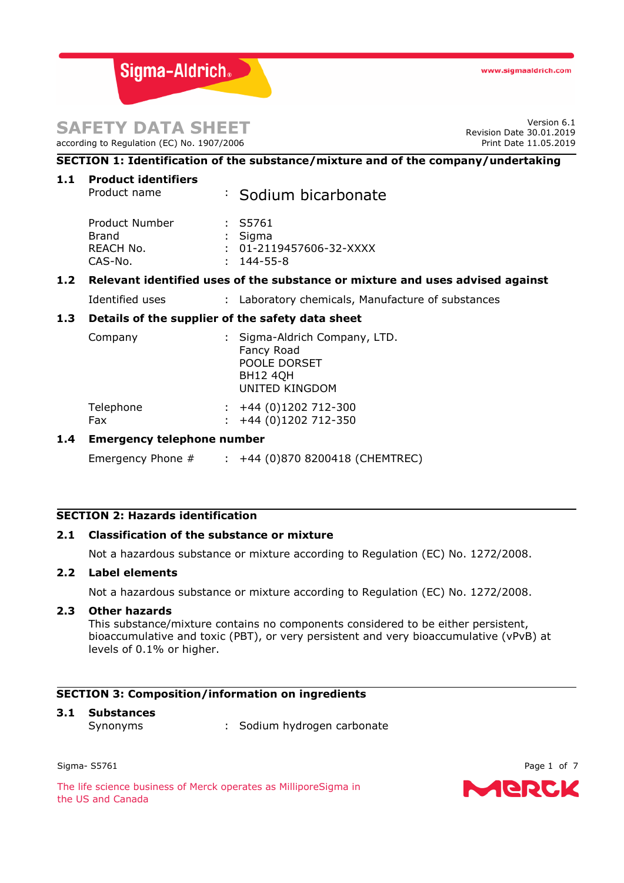Sigma-Aldrich

www.sigmaaldrich.com

# SAFETY DATA SHEET

according to Regulation (EC) No. 1907/2006

Version 6.1
Revision Date 30.01.2019
Print Date 11.05.2019

## SECTION 1: Identification of the substance/mixture and of the company/undertaking

### 1.1 Product identifiers

Product name : Sodium bicarbonate

Product Number : S5761
Brand : Sigma
REACH No. : 01-2119457606-32-XXXX
CAS-No. : 144-55-8

### 1.2 Relevant identified uses of the substance or mixture and uses advised against

Identified uses : Laboratory chemicals, Manufacture of substances

### 1.3 Details of the supplier of the safety data sheet

Company : Sigma-Aldrich Company, LTD.
Fancy Road
POOLE DORSET
BH12 4QH
UNITED KINGDOM

Telephone : +44 (0)1202 712-300
Fax : +44 (0)1202 712-350

### 1.4 Emergency telephone number

Emergency Phone # : +44 (0)870 8200418 (CHEMTREC)

## SECTION 2: Hazards identification

### 2.1 Classification of the substance or mixture

Not a hazardous substance or mixture according to Regulation (EC) No. 1272/2008.

### 2.2 Label elements

Not a hazardous substance or mixture according to Regulation (EC) No. 1272/2008.

### 2.3 Other hazards

This substance/mixture contains no components considered to be either persistent, bioaccumulative and toxic (PBT), or very persistent and very bioaccumulative (vPvB) at levels of 0.1% or higher.

## SECTION 3: Composition/information on ingredients

### 3.1 Substances

Synonyms : Sodium hydrogen carbonate

Sigma- S5761

The life science business of Merck operates as MilliporeSigma in the US and Canada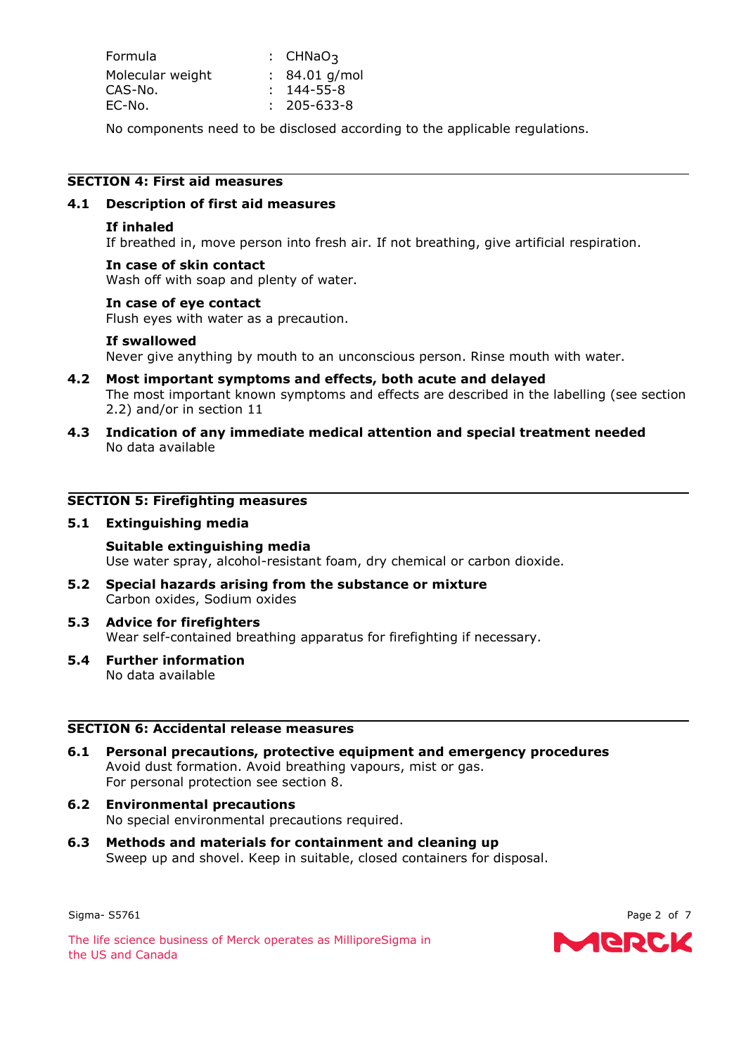| | | |
|---|---|---|
| Formula | : | $CHNaO_3$ |
| Molecular weight | : | 84.01 g/mol |
| CAS-No. | : | 144-55-8 |
| EC-No. | : | 205-633-8 |

No components need to be disclosed according to the applicable regulations.

## SECTION 4: First aid measures

### 4.1 Description of first aid measures

**If inhaled**
If breathed in, move person into fresh air. If not breathing, give artificial respiration.

**In case of skin contact**
Wash off with soap and plenty of water.

**In case of eye contact**
Flush eyes with water as a precaution.

**If swallowed**
Never give anything by mouth to an unconscious person. Rinse mouth with water.

### 4.2 Most important symptoms and effects, both acute and delayed

The most important known symptoms and effects are described in the labelling (see section 2.2) and/or in section 11

### 4.3 Indication of any immediate medical attention and special treatment needed

No data available

## SECTION 5: Firefighting measures

### 5.1 Extinguishing media

**Suitable extinguishing media**
Use water spray, alcohol-resistant foam, dry chemical or carbon dioxide.

### 5.2 Special hazards arising from the substance or mixture

Carbon oxides, Sodium oxides

### 5.3 Advice for firefighters

Wear self-contained breathing apparatus for firefighting if necessary.

### 5.4 Further information

No data available

## SECTION 6: Accidental release measures

### 6.1 Personal precautions, protective equipment and emergency procedures

Avoid dust formation. Avoid breathing vapours, mist or gas.
For personal protection see section 8.

### 6.2 Environmental precautions

No special environmental precautions required.

### 6.3 Methods and materials for containment and cleaning up

Sweep up and shovel. Keep in suitable, closed containers for disposal.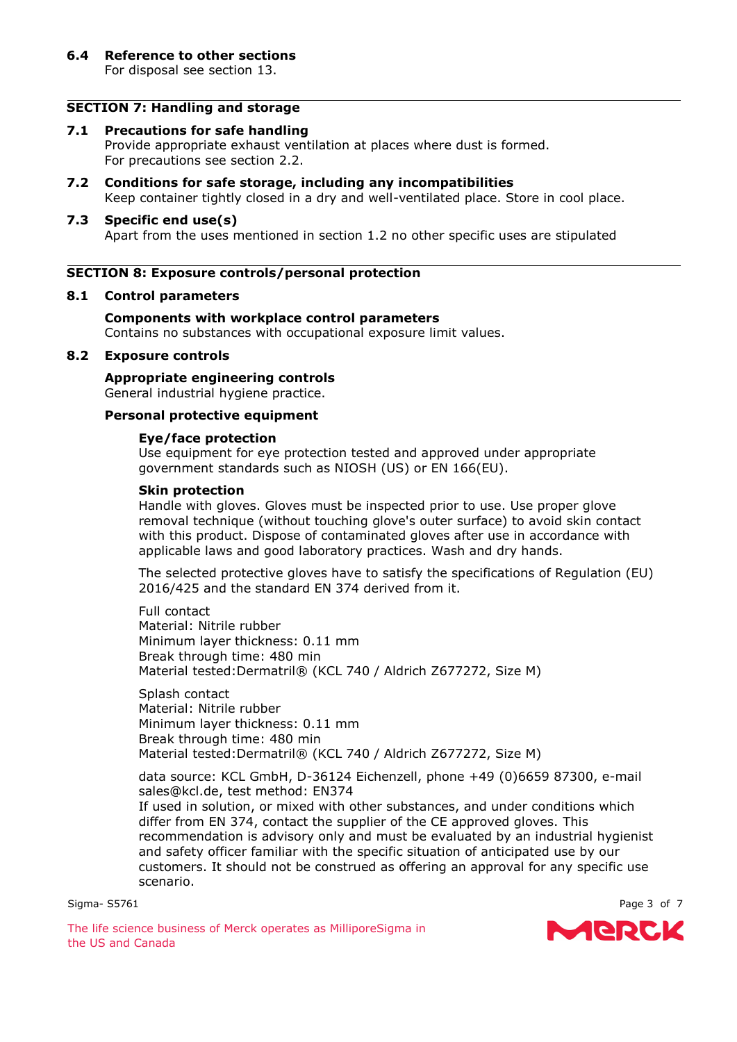### 6.4 Reference to other sections

For disposal see section 13.

## SECTION 7: Handling and storage

### 7.1 Precautions for safe handling

Provide appropriate exhaust ventilation at places where dust is formed.
For precautions see section 2.2.

### 7.2 Conditions for safe storage, including any incompatibilities

Keep container tightly closed in a dry and well-ventilated place. Store in cool place.

### 7.3 Specific end use(s)

Apart from the uses mentioned in section 1.2 no other specific uses are stipulated

## SECTION 8: Exposure controls/personal protection

### 8.1 Control parameters

**Components with workplace control parameters**
Contains no substances with occupational exposure limit values.

### 8.2 Exposure controls

**Appropriate engineering controls**
General industrial hygiene practice.

**Personal protective equipment**

**Eye/face protection**
Use equipment for eye protection tested and approved under appropriate government standards such as NIOSH (US) or EN 166(EU).

**Skin protection**
Handle with gloves. Gloves must be inspected prior to use. Use proper glove removal technique (without touching glove's outer surface) to avoid skin contact with this product. Dispose of contaminated gloves after use in accordance with applicable laws and good laboratory practices. Wash and dry hands.

The selected protective gloves have to satisfy the specifications of Regulation (EU) 2016/425 and the standard EN 374 derived from it.

Full contact
Material: Nitrile rubber
Minimum layer thickness: 0.11 mm
Break through time: 480 min
Material tested:Dermatril® (KCL 740 / Aldrich Z677272, Size M)

Splash contact
Material: Nitrile rubber
Minimum layer thickness: 0.11 mm
Break through time: 480 min
Material tested:Dermatril® (KCL 740 / Aldrich Z677272, Size M)

data source: KCL GmbH, D-36124 Eichenzell, phone +49 (0)6659 87300, e-mail sales@kcl.de, test method: EN374
If used in solution, or mixed with other substances, and under conditions which differ from EN 374, contact the supplier of the CE approved gloves. This recommendation is advisory only and must be evaluated by an industrial hygienist and safety officer familiar with the specific situation of anticipated use by our customers. It should not be construed as offering an approval for any specific use scenario.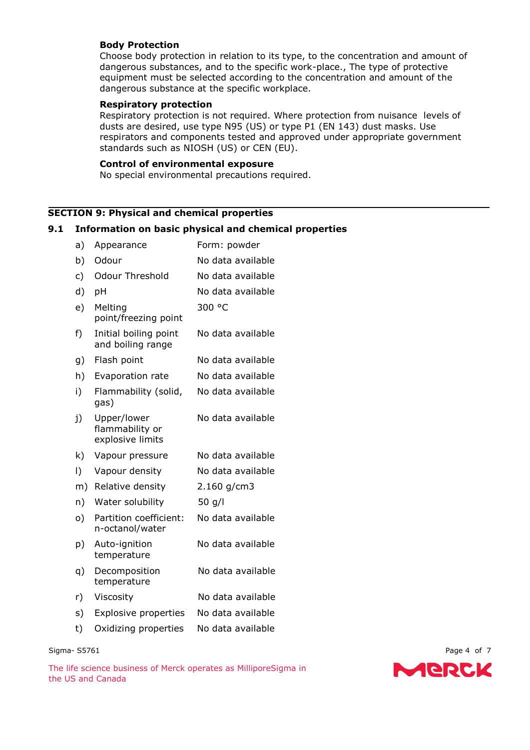**Body Protection**

Choose body protection in relation to its type, to the concentration and amount of dangerous substances, and to the specific work-place., The type of protective equipment must be selected according to the concentration and amount of the dangerous substance at the specific workplace.

**Respiratory protection**

Respiratory protection is not required. Where protection from nuisance levels of dusts are desired, use type N95 (US) or type P1 (EN 143) dust masks. Use respirators and components tested and approved under appropriate government standards such as NIOSH (US) or CEN (EU).

**Control of environmental exposure**

No special environmental precautions required.

## SECTION 9: Physical and chemical properties

### 9.1 Information on basic physical and chemical properties

| | Property | Value |
|---|---|---|
| a) | Appearance | Form: powder |
| b) | Odour | No data available |
| c) | Odour Threshold | No data available |
| d) | pH | No data available |
| e) | Melting point/freezing point | 300 °C |
| f) | Initial boiling point and boiling range | No data available |
| g) | Flash point | No data available |
| h) | Evaporation rate | No data available |
| i) | Flammability (solid, gas) | No data available |
| j) | Upper/lower flammability or explosive limits | No data available |
| k) | Vapour pressure | No data available |
| l) | Vapour density | No data available |
| m) | Relative density | 2.160 g/cm3 |
| n) | Water solubility | 50 g/l |
| o) | Partition coefficient: n-octanol/water | No data available |
| p) | Auto-ignition temperature | No data available |
| q) | Decomposition temperature | No data available |
| r) | Viscosity | No data available |
| s) | Explosive properties | No data available |
| t) | Oxidizing properties | No data available |

Sigma- S5761

The life science business of Merck operates as MilliporeSigma in the US and Canada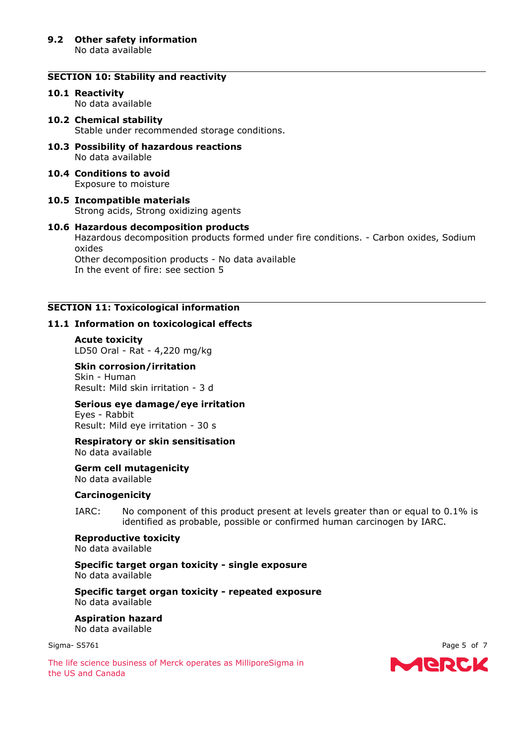### 9.2 Other safety information

No data available

## SECTION 10: Stability and reactivity

### 10.1 Reactivity

No data available

### 10.2 Chemical stability

Stable under recommended storage conditions.

### 10.3 Possibility of hazardous reactions

No data available

### 10.4 Conditions to avoid

Exposure to moisture

### 10.5 Incompatible materials

Strong acids, Strong oxidizing agents

### 10.6 Hazardous decomposition products

Hazardous decomposition products formed under fire conditions. - Carbon oxides, Sodium oxides
Other decomposition products - No data available
In the event of fire: see section 5

## SECTION 11: Toxicological information

### 11.1 Information on toxicological effects

**Acute toxicity**
LD50 Oral - Rat - 4,220 mg/kg

**Skin corrosion/irritation**
Skin - Human
Result: Mild skin irritation - 3 d

**Serious eye damage/eye irritation**
Eyes - Rabbit
Result: Mild eye irritation - 30 s

**Respiratory or skin sensitisation**
No data available

**Germ cell mutagenicity**
No data available

**Carcinogenicity**

IARC: No component of this product present at levels greater than or equal to 0.1% is identified as probable, possible or confirmed human carcinogen by IARC.

**Reproductive toxicity**
No data available

**Specific target organ toxicity - single exposure**
No data available

**Specific target organ toxicity - repeated exposure**
No data available

**Aspiration hazard**
No data available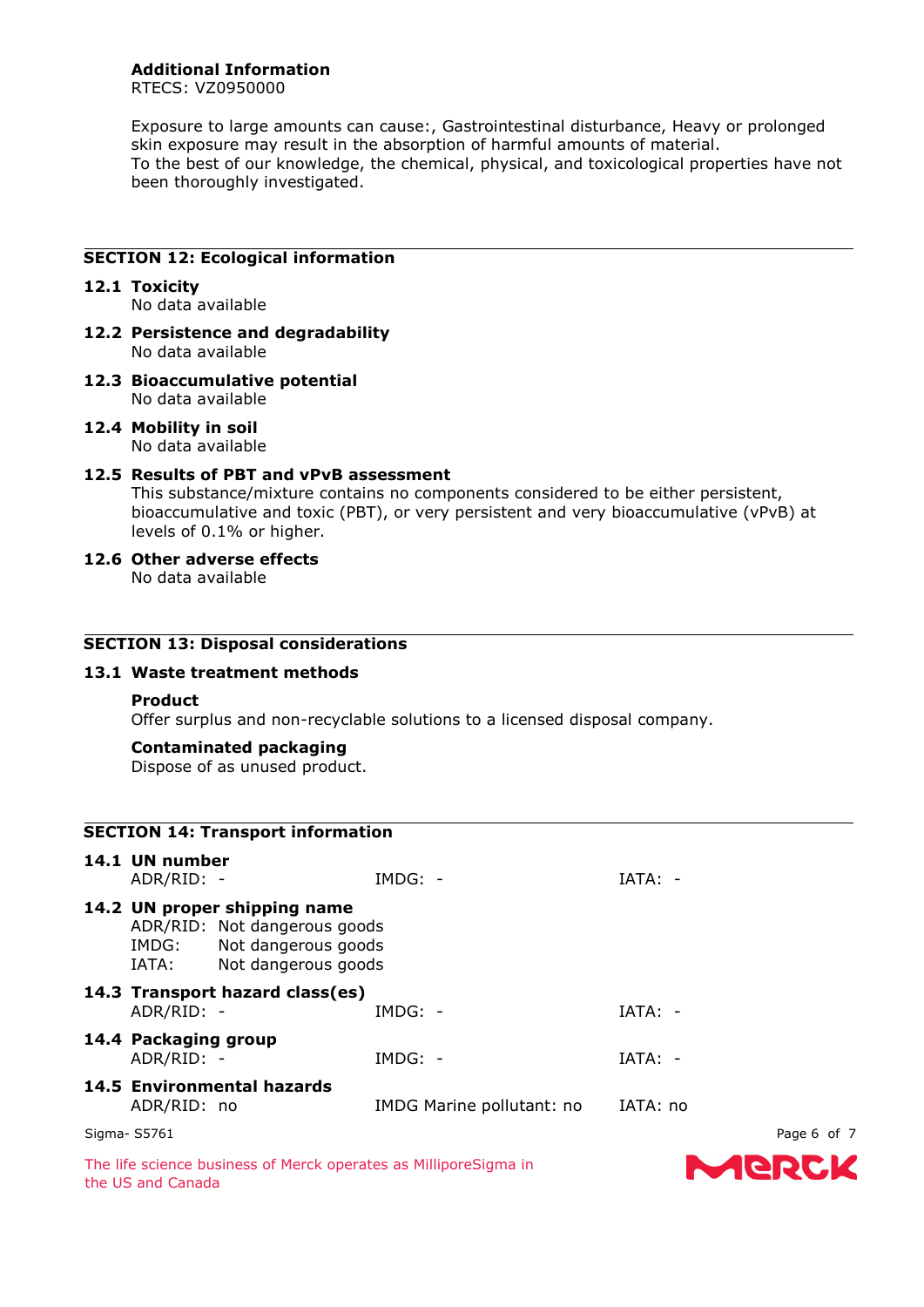**Additional Information**
RTECS: VZ0950000

Exposure to large amounts can cause:, Gastrointestinal disturbance, Heavy or prolonged skin exposure may result in the absorption of harmful amounts of material.
To the best of our knowledge, the chemical, physical, and toxicological properties have not been thoroughly investigated.

## SECTION 12: Ecological information

### 12.1 Toxicity
No data available

### 12.2 Persistence and degradability
No data available

### 12.3 Bioaccumulative potential
No data available

### 12.4 Mobility in soil
No data available

### 12.5 Results of PBT and vPvB assessment
This substance/mixture contains no components considered to be either persistent, bioaccumulative and toxic (PBT), or very persistent and very bioaccumulative (vPvB) at levels of 0.1% or higher.

### 12.6 Other adverse effects
No data available

## SECTION 13: Disposal considerations

### 13.1 Waste treatment methods

**Product**
Offer surplus and non-recyclable solutions to a licensed disposal company.

**Contaminated packaging**
Dispose of as unused product.

## SECTION 14: Transport information

### 14.1 UN number
ADR/RID: - IMDG: - IATA: -

### 14.2 UN proper shipping name
ADR/RID: Not dangerous goods
IMDG: Not dangerous goods
IATA: Not dangerous goods

### 14.3 Transport hazard class(es)
ADR/RID: - IMDG: - IATA: -

### 14.4 Packaging group
ADR/RID: - IMDG: - IATA: -

### 14.5 Environmental hazards
ADR/RID: no IMDG Marine pollutant: no IATA: no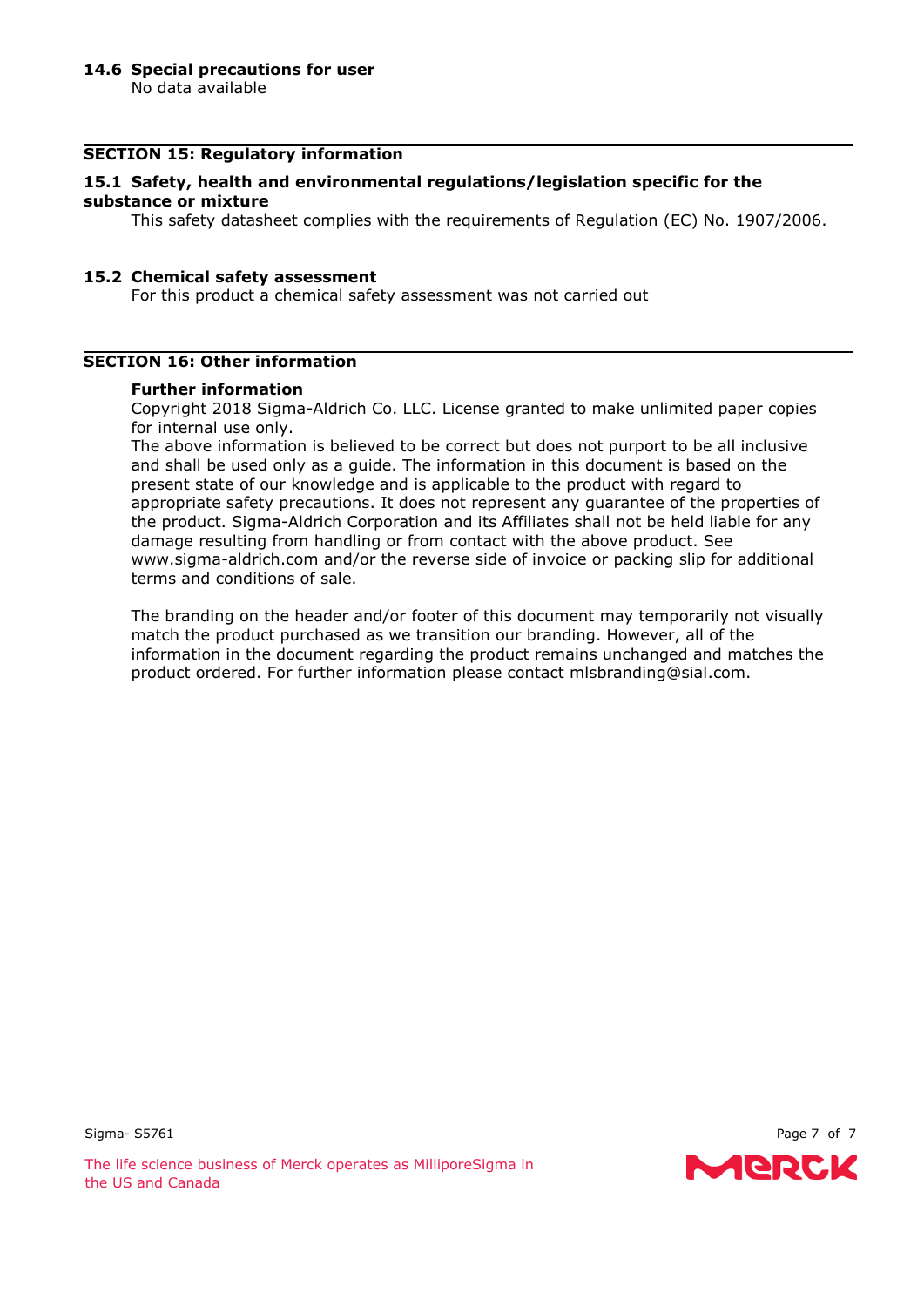### 14.6 Special precautions for user

No data available

## SECTION 15: Regulatory information

### 15.1 Safety, health and environmental regulations/legislation specific for the substance or mixture

This safety datasheet complies with the requirements of Regulation (EC) No. 1907/2006.

### 15.2 Chemical safety assessment

For this product a chemical safety assessment was not carried out

## SECTION 16: Other information

**Further information**

Copyright 2018 Sigma-Aldrich Co. LLC. License granted to make unlimited paper copies for internal use only.
The above information is believed to be correct but does not purport to be all inclusive and shall be used only as a guide. The information in this document is based on the present state of our knowledge and is applicable to the product with regard to appropriate safety precautions. It does not represent any guarantee of the properties of the product. Sigma-Aldrich Corporation and its Affiliates shall not be held liable for any damage resulting from handling or from contact with the above product. See www.sigma-aldrich.com and/or the reverse side of invoice or packing slip for additional terms and conditions of sale.

The branding on the header and/or footer of this document may temporarily not visually match the product purchased as we transition our branding. However, all of the information in the document regarding the product remains unchanged and matches the product ordered. For further information please contact mlsbranding@sial.com.